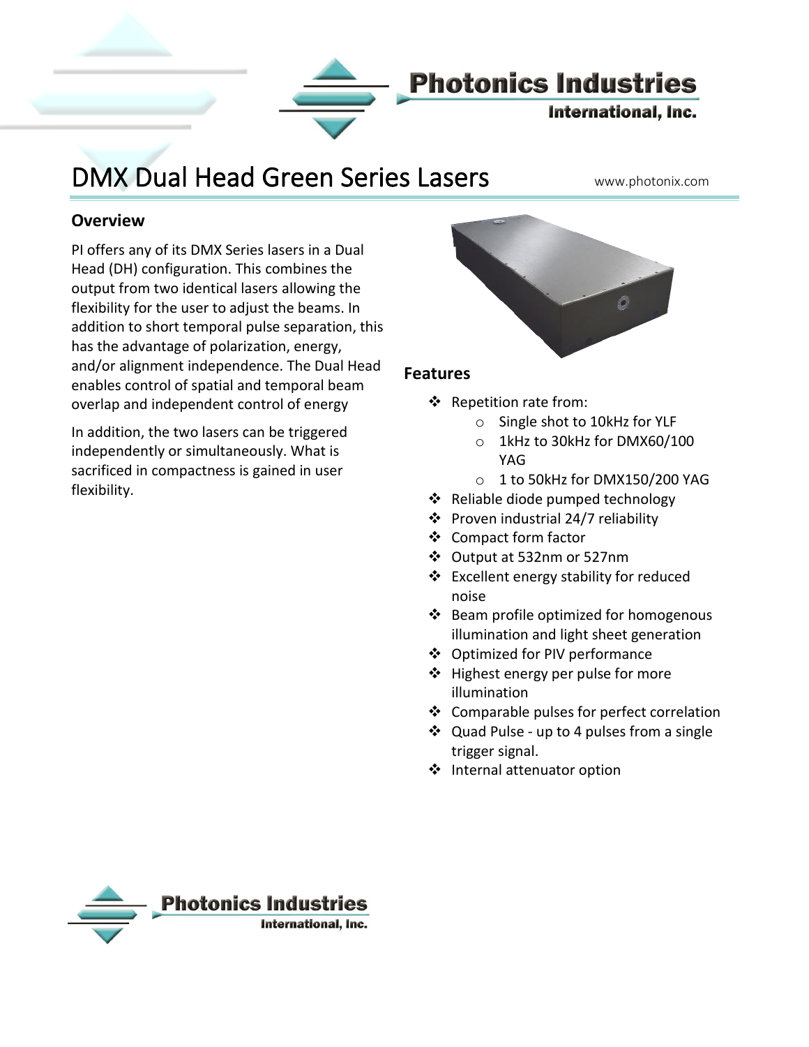# DMX Dual Head Green Series Lasers

www.photonix.com

## Overview

PI offers any of its DMX Series lasers in a Dual Head (DH) configuration. This combines the output from two identical lasers allowing the flexibility for the user to adjust the beams. In addition to short temporal pulse separation, this has the advantage of polarization, energy, and/or alignment independence. The Dual Head enables control of spatial and temporal beam overlap and independent control of energy

In addition, the two lasers can be triggered independently or simultaneously. What is sacrificed in compactness is gained in user flexibility.

## Features

- Repetition rate from:
  - Single shot to 10kHz for YLF
  - 1kHz to 30kHz for DMX60/100 YAG
  - 1 to 50kHz for DMX150/200 YAG
- Reliable diode pumped technology
- Proven industrial 24/7 reliability
- Compact form factor
- Output at 532nm or 527nm
- Excellent energy stability for reduced noise
- Beam profile optimized for homogenous illumination and light sheet generation
- Optimized for PIV performance
- Highest energy per pulse for more illumination
- Comparable pulses for perfect correlation
- Quad Pulse - up to 4 pulses from a single trigger signal.
- Internal attenuator option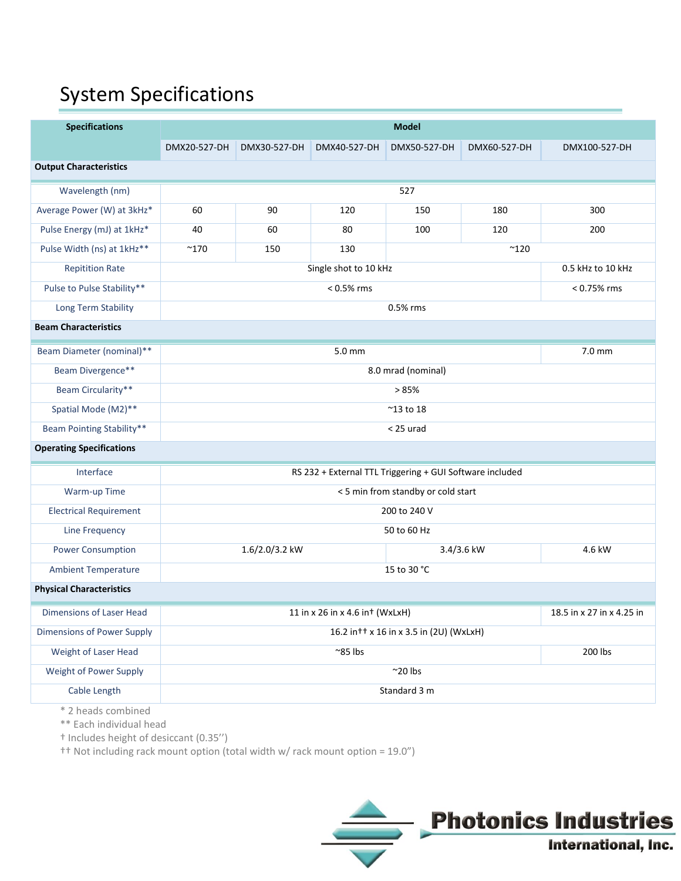# System Specifications

| Specifications | Model | | | | | |
|---|---|---|---|---|---|---|
| | DMX20-527-DH | DMX30-527-DH | DMX40-527-DH | DMX50-527-DH | DMX60-527-DH | DMX100-527-DH |
| **Output Characteristics** | | | | | | |
| Wavelength (nm) | 527 | | | | | |
| Average Power (W) at 3kHz* | 60 | 90 | 120 | 150 | 180 | 300 |
| Pulse Energy (mJ) at 1kHz* | 40 | 60 | 80 | 100 | 120 | 200 |
| Pulse Width (ns) at 1kHz** | ~170 | 150 | 130 | ~120 | | |
| Repitition Rate | Single shot to 10 kHz | | | | | 0.5 kHz to 10 kHz |
| Pulse to Pulse Stability** | < 0.5% rms | | | | | < 0.75% rms |
| Long Term Stability | 0.5% rms | | | | | |
| **Beam Characteristics** | | | | | | |
| Beam Diameter (nominal)** | 5.0 mm | | | | | 7.0 mm |
| Beam Divergence** | 8.0 mrad (nominal) | | | | | |
| Beam Circularity** | > 85% | | | | | |
| Spatial Mode (M2)** | ~13 to 18 | | | | | |
| Beam Pointing Stability** | < 25 urad | | | | | |
| **Operating Specifications** | | | | | | |
| Interface | RS 232 + External TTL Triggering + GUI Software included | | | | | |
| Warm-up Time | < 5 min from standby or cold start | | | | | |
| Electrical Requirement | 200 to 240 V | | | | | |
| Line Frequency | 50 to 60 Hz | | | | | |
| Power Consumption | 1.6/2.0/3.2 kW | | | 3.4/3.6 kW | | 4.6 kW |
| Ambient Temperature | 15 to 30 °C | | | | | |
| **Physical Characteristics** | | | | | | |
| Dimensions of Laser Head | 11 in x 26 in x 4.6 in† (WxLxH) | | | | | 18.5 in x 27 in x 4.25 in |
| Dimensions of Power Supply | 16.2 in†† x 16 in x 3.5 in (2U) (WxLxH) | | | | | |
| Weight of Laser Head | ~85 lbs | | | | | 200 lbs |
| Weight of Power Supply | ~20 lbs | | | | | |
| Cable Length | Standard 3 m | | | | | |

\* 2 heads combined
\** Each individual head
† Includes height of desiccant (0.35'')
†† Not including rack mount option (total width w/ rack mount option = 19.0")

Photonics Industries International, Inc.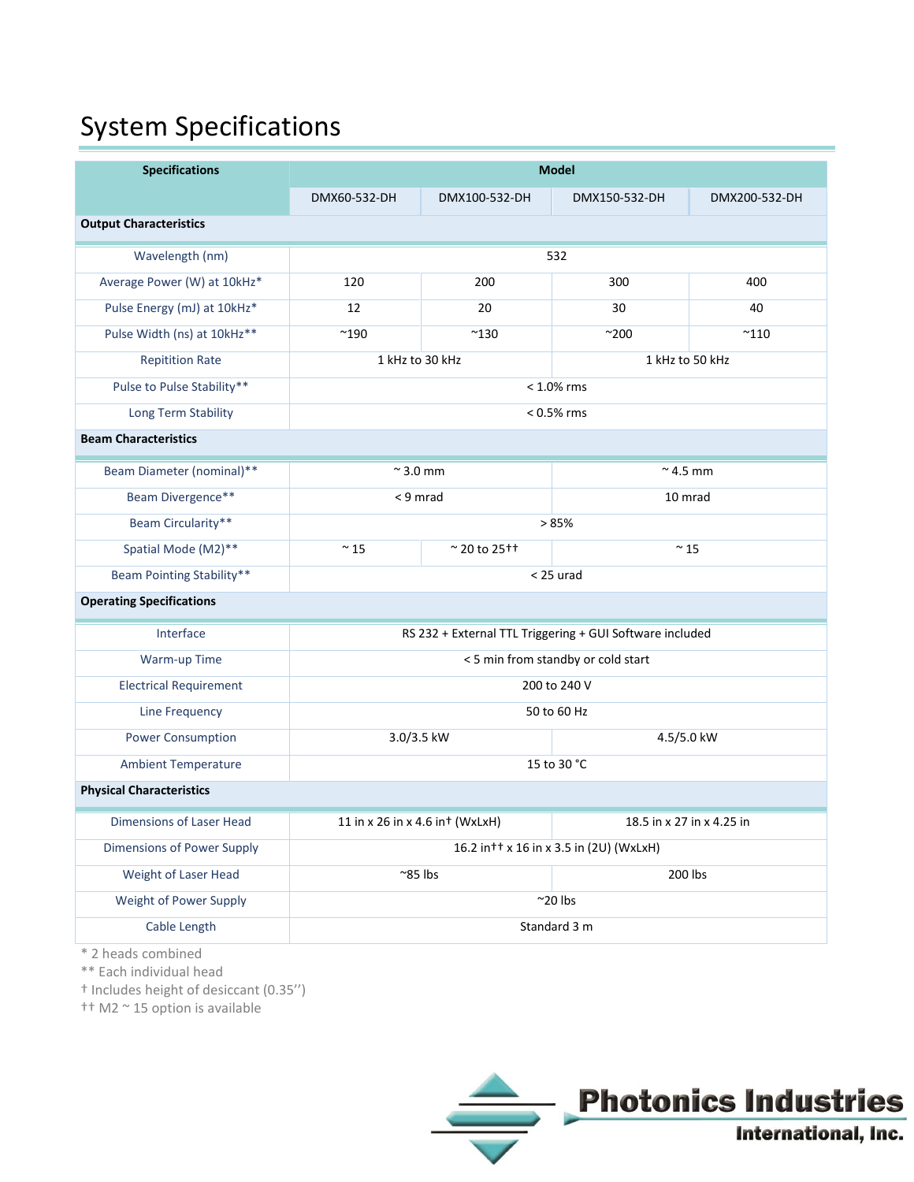# System Specifications

| Specifications | Model | | | |
|---|---|---|---|---|
| | DMX60-532-DH | DMX100-532-DH | DMX150-532-DH | DMX200-532-DH |
| **Output Characteristics** | | | | |
| Wavelength (nm) | 532 | | | |
| Average Power (W) at 10kHz* | 120 | 200 | 300 | 400 |
| Pulse Energy (mJ) at 10kHz* | 12 | 20 | 30 | 40 |
| Pulse Width (ns) at 10kHz** | ~190 | ~130 | ~200 | ~110 |
| Repitition Rate | 1 kHz to 30 kHz | | 1 kHz to 50 kHz | |
| Pulse to Pulse Stability** | < 1.0% rms | | | |
| Long Term Stability | < 0.5% rms | | | |
| **Beam Characteristics** | | | | |
| Beam Diameter (nominal)** | ~ 3.0 mm | | ~ 4.5 mm | |
| Beam Divergence** | < 9 mrad | | 10 mrad | |
| Beam Circularity** | > 85% | | | |
| Spatial Mode (M2)** | ~ 15 | ~ 20 to 25†† | ~ 15 | |
| Beam Pointing Stability** | < 25 urad | | | |
| **Operating Specifications** | | | | |
| Interface | RS 232 + External TTL Triggering + GUI Software included | | | |
| Warm-up Time | < 5 min from standby or cold start | | | |
| Electrical Requirement | 200 to 240 V | | | |
| Line Frequency | 50 to 60 Hz | | | |
| Power Consumption | 3.0/3.5 kW | | 4.5/5.0 kW | |
| Ambient Temperature | 15 to 30 °C | | | |
| **Physical Characteristics** | | | | |
| Dimensions of Laser Head | 11 in x 26 in x 4.6 in† (WxLxH) | | 18.5 in x 27 in x 4.25 in | |
| Dimensions of Power Supply | 16.2 in†† x 16 in x 3.5 in (2U) (WxLxH) | | | |
| Weight of Laser Head | ~85 lbs | | 200 lbs | |
| Weight of Power Supply | ~20 lbs | | | |
| Cable Length | Standard 3 m | | | |

\* 2 heads combined

** Each individual head

† Includes height of desiccant (0.35'')

†† M2 ~ 15 option is available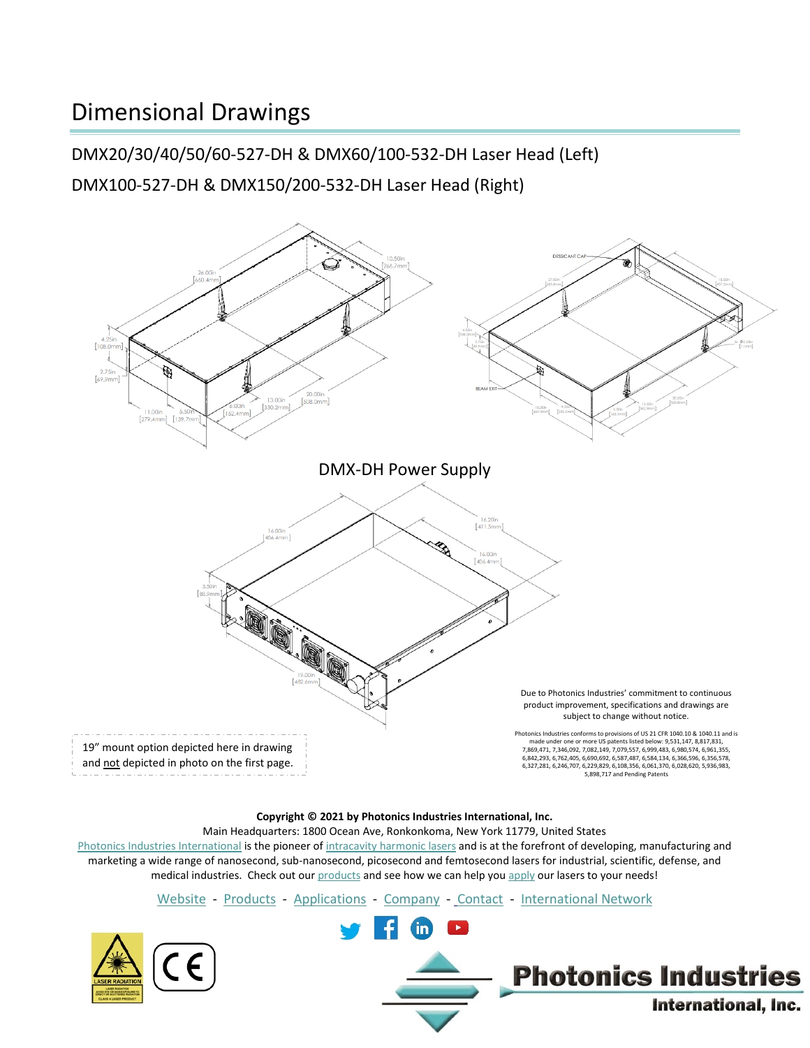# Dimensional Drawings

## DMX20/30/40/50/60-527-DH & DMX60/100-532-DH Laser Head (Left)

## DMX100-527-DH & DMX150/200-532-DH Laser Head (Right)

26.00in [660.4mm]
10.50in [266.7mm]
4.25in [108.0mm]
2.75in [69.9mm]
11.00in [279.4mm]
5.50in [139.7mm]
6.00in [152.4mm]
13.00in [330.2mm]
20.00in [508.0mm]

DESSICANT CAP
BEAM EXIT

## DMX-DH Power Supply

16.00in [406.4mm]
16.20in [411.5mm]
16.00in [406.4mm]
3.50in [88.9mm]
19.00in [482.6mm]

19" mount option depicted here in drawing and not depicted in photo on the first page.

Due to Photonics Industries' commitment to continuous product improvement, specifications and drawings are subject to change without notice.

Photonics Industries conforms to provisions of US 21 CFR 1040.10 & 1040.11 and is made under one or more US patents listed below: 9,531,147, 8,817,831, 7,869,471, 7,346,092, 7,082,149, 7,079,557, 6,999,483, 6,980,574, 6,961,355, 6,842,293, 6,762,405, 6,690,692, 6,587,487, 6,584,134, 6,366,596, 6,356,578, 6,327,281, 6,246,707, 6,229,829, 6,108,356, 6,061,370, 6,028,620, 5,936,983, 5,898,717 and Pending Patents

**Copyright © 2021 by Photonics Industries International, Inc.**

Main Headquarters: 1800 Ocean Ave, Ronkonkoma, New York 11779, United States

Photonics Industries International is the pioneer of intracavity harmonic lasers and is at the forefront of developing, manufacturing and marketing a wide range of nanosecond, sub-nanosecond, picosecond and femtosecond lasers for industrial, scientific, defense, and medical industries. Check out our products and see how we can help you apply our lasers to your needs!

Website - Products - Applications - Company - Contact - International Network

Photonics Industries International, Inc.